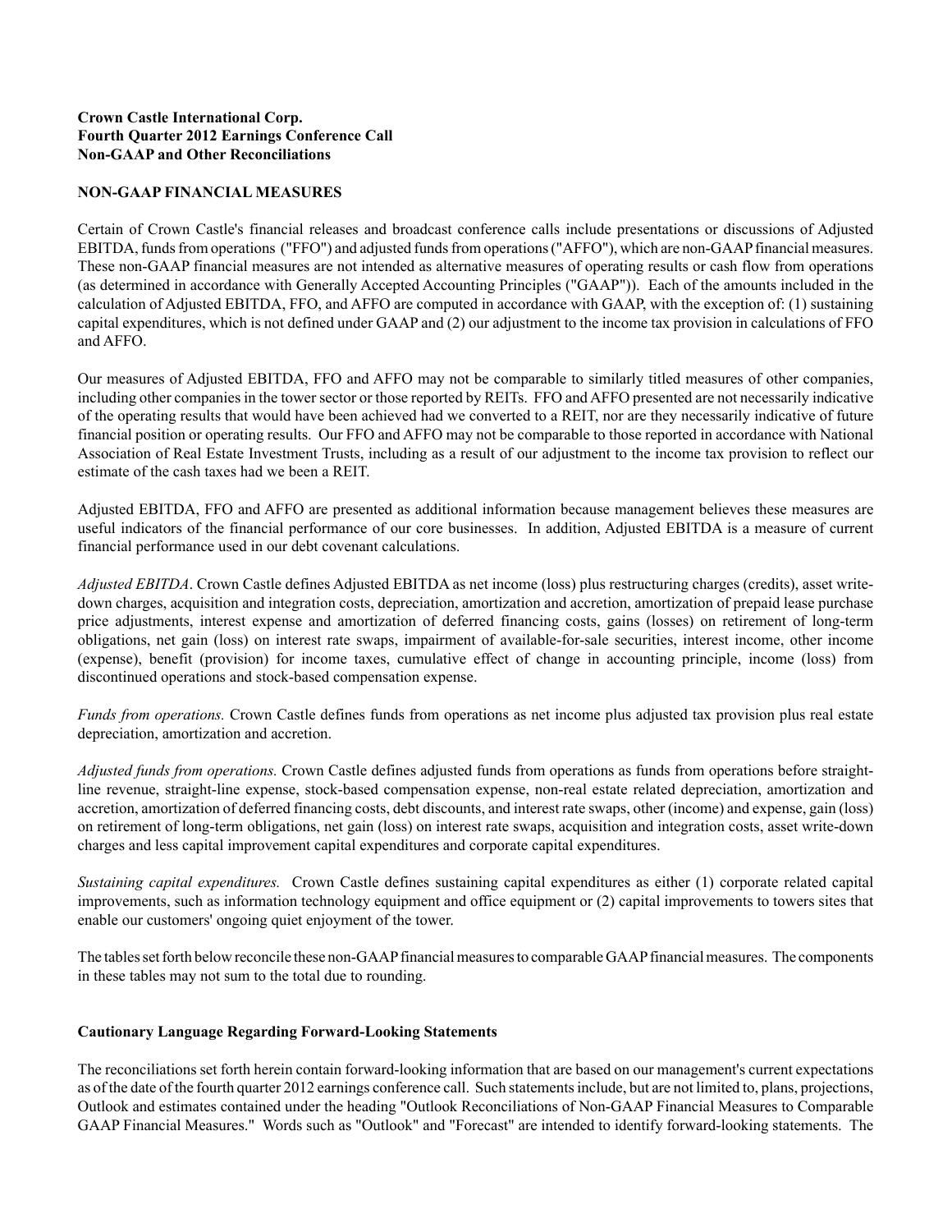**Crown Castle International Corp.**
**Fourth Quarter 2012 Earnings Conference Call**
**Non-GAAP and Other Reconciliations**

**NON-GAAP FINANCIAL MEASURES**

Certain of Crown Castle's financial releases and broadcast conference calls include presentations or discussions of Adjusted EBITDA, funds from operations ("FFO") and adjusted funds from operations ("AFFO"), which are non-GAAP financial measures. These non-GAAP financial measures are not intended as alternative measures of operating results or cash flow from operations (as determined in accordance with Generally Accepted Accounting Principles ("GAAP")). Each of the amounts included in the calculation of Adjusted EBITDA, FFO, and AFFO are computed in accordance with GAAP, with the exception of: (1) sustaining capital expenditures, which is not defined under GAAP and (2) our adjustment to the income tax provision in calculations of FFO and AFFO.

Our measures of Adjusted EBITDA, FFO and AFFO may not be comparable to similarly titled measures of other companies, including other companies in the tower sector or those reported by REITs. FFO and AFFO presented are not necessarily indicative of the operating results that would have been achieved had we converted to a REIT, nor are they necessarily indicative of future financial position or operating results. Our FFO and AFFO may not be comparable to those reported in accordance with National Association of Real Estate Investment Trusts, including as a result of our adjustment to the income tax provision to reflect our estimate of the cash taxes had we been a REIT.

Adjusted EBITDA, FFO and AFFO are presented as additional information because management believes these measures are useful indicators of the financial performance of our core businesses. In addition, Adjusted EBITDA is a measure of current financial performance used in our debt covenant calculations.

*Adjusted EBITDA*. Crown Castle defines Adjusted EBITDA as net income (loss) plus restructuring charges (credits), asset write-down charges, acquisition and integration costs, depreciation, amortization and accretion, amortization of prepaid lease purchase price adjustments, interest expense and amortization of deferred financing costs, gains (losses) on retirement of long-term obligations, net gain (loss) on interest rate swaps, impairment of available-for-sale securities, interest income, other income (expense), benefit (provision) for income taxes, cumulative effect of change in accounting principle, income (loss) from discontinued operations and stock-based compensation expense.

*Funds from operations.* Crown Castle defines funds from operations as net income plus adjusted tax provision plus real estate depreciation, amortization and accretion.

*Adjusted funds from operations.* Crown Castle defines adjusted funds from operations as funds from operations before straight-line revenue, straight-line expense, stock-based compensation expense, non-real estate related depreciation, amortization and accretion, amortization of deferred financing costs, debt discounts, and interest rate swaps, other (income) and expense, gain (loss) on retirement of long-term obligations, net gain (loss) on interest rate swaps, acquisition and integration costs, asset write-down charges and less capital improvement capital expenditures and corporate capital expenditures.

*Sustaining capital expenditures.* Crown Castle defines sustaining capital expenditures as either (1) corporate related capital improvements, such as information technology equipment and office equipment or (2) capital improvements to towers sites that enable our customers' ongoing quiet enjoyment of the tower.

The tables set forth below reconcile these non-GAAP financial measures to comparable GAAP financial measures. The components in these tables may not sum to the total due to rounding.

**Cautionary Language Regarding Forward-Looking Statements**

The reconciliations set forth herein contain forward-looking information that are based on our management's current expectations as of the date of the fourth quarter 2012 earnings conference call. Such statements include, but are not limited to, plans, projections, Outlook and estimates contained under the heading "Outlook Reconciliations of Non-GAAP Financial Measures to Comparable GAAP Financial Measures." Words such as "Outlook" and "Forecast" are intended to identify forward-looking statements. The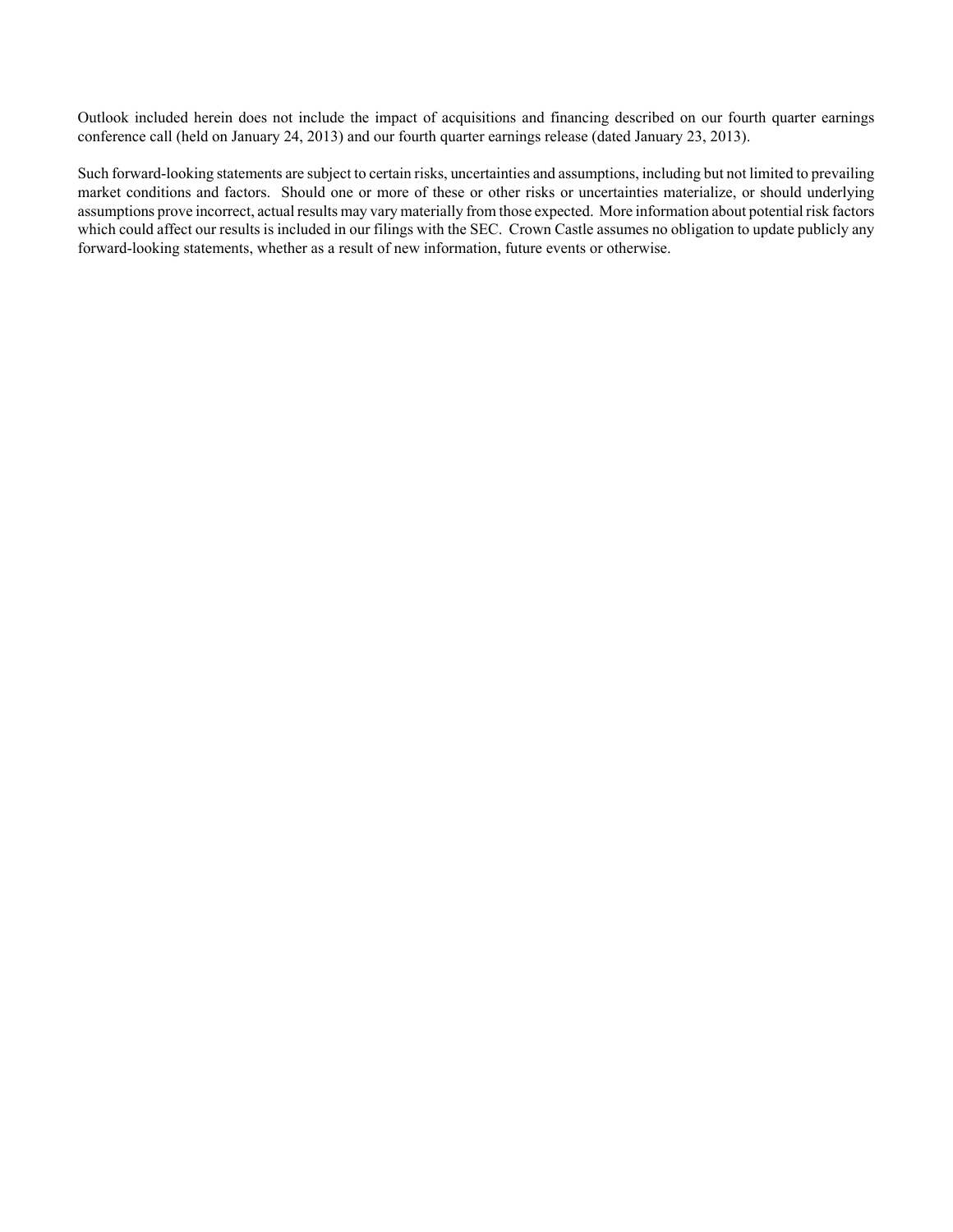Outlook included herein does not include the impact of acquisitions and financing described on our fourth quarter earnings conference call (held on January 24, 2013) and our fourth quarter earnings release (dated January 23, 2013).

Such forward-looking statements are subject to certain risks, uncertainties and assumptions, including but not limited to prevailing market conditions and factors. Should one or more of these or other risks or uncertainties materialize, or should underlying assumptions prove incorrect, actual results may vary materially from those expected. More information about potential risk factors which could affect our results is included in our filings with the SEC. Crown Castle assumes no obligation to update publicly any forward-looking statements, whether as a result of new information, future events or otherwise.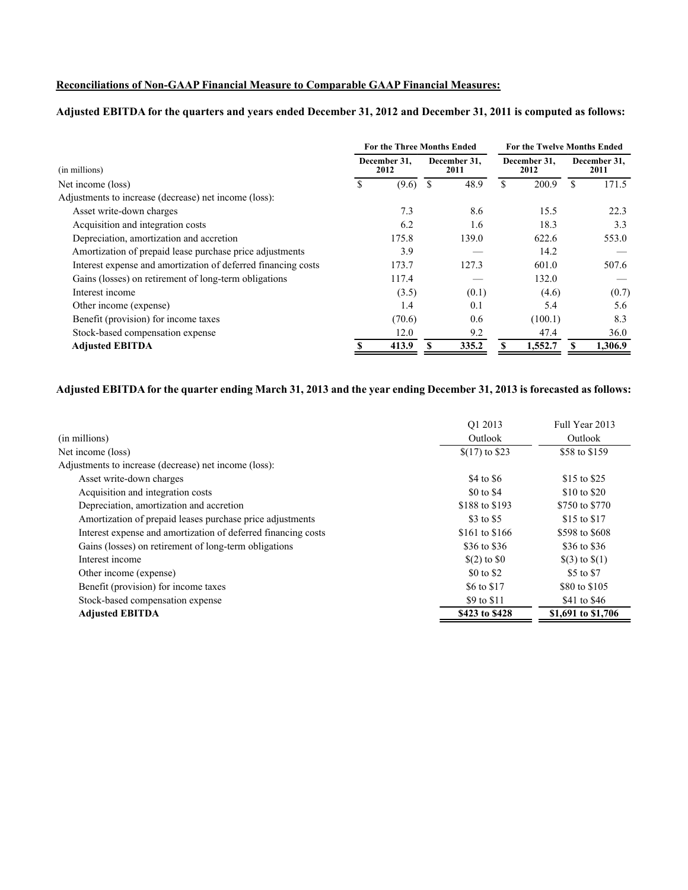**Reconciliations of Non-GAAP Financial Measure to Comparable GAAP Financial Measures:**

**Adjusted EBITDA for the quarters and years ended December 31, 2012 and December 31, 2011 is computed as follows:**

| (in millions) | For the Three Months Ended December 31, 2012 | For the Three Months Ended December 31, 2011 | For the Twelve Months Ended December 31, 2012 | For the Twelve Months Ended December 31, 2011 |
|---|---|---|---|---|
| Net income (loss) | $ (9.6) | $ 48.9 | $ 200.9 | $ 171.5 |
| Adjustments to increase (decrease) net income (loss): | | | | |
| Asset write-down charges | 7.3 | 8.6 | 15.5 | 22.3 |
| Acquisition and integration costs | 6.2 | 1.6 | 18.3 | 3.3 |
| Depreciation, amortization and accretion | 175.8 | 139.0 | 622.6 | 553.0 |
| Amortization of prepaid lease purchase price adjustments | 3.9 | — | 14.2 | — |
| Interest expense and amortization of deferred financing costs | 173.7 | 127.3 | 601.0 | 507.6 |
| Gains (losses) on retirement of long-term obligations | 117.4 | — | 132.0 | — |
| Interest income | (3.5) | (0.1) | (4.6) | (0.7) |
| Other income (expense) | 1.4 | 0.1 | 5.4 | 5.6 |
| Benefit (provision) for income taxes | (70.6) | 0.6 | (100.1) | 8.3 |
| Stock-based compensation expense | 12.0 | 9.2 | 47.4 | 36.0 |
| **Adjusted EBITDA** | **$ 413.9** | **$ 335.2** | **$ 1,552.7** | **$ 1,306.9** |

**Adjusted EBITDA for the quarter ending March 31, 2013 and the year ending December 31, 2013 is forecasted as follows:**

| (in millions) | Q1 2013 Outlook | Full Year 2013 Outlook |
|---|---|---|
| Net income (loss) | $(17) to $23 | $58 to $159 |
| Adjustments to increase (decrease) net income (loss): | | |
| Asset write-down charges | $4 to $6 | $15 to $25 |
| Acquisition and integration costs | $0 to $4 | $10 to $20 |
| Depreciation, amortization and accretion | $188 to $193 | $750 to $770 |
| Amortization of prepaid leases purchase price adjustments | $3 to $5 | $15 to $17 |
| Interest expense and amortization of deferred financing costs | $161 to $166 | $598 to $608 |
| Gains (losses) on retirement of long-term obligations | $36 to $36 | $36 to $36 |
| Interest income | $(2) to $0 | $(3) to $(1) |
| Other income (expense) | $0 to $2 | $5 to $7 |
| Benefit (provision) for income taxes | $6 to $17 | $80 to $105 |
| Stock-based compensation expense | $9 to $11 | $41 to $46 |
| **Adjusted EBITDA** | **$423 to $428** | **$1,691 to $1,706** |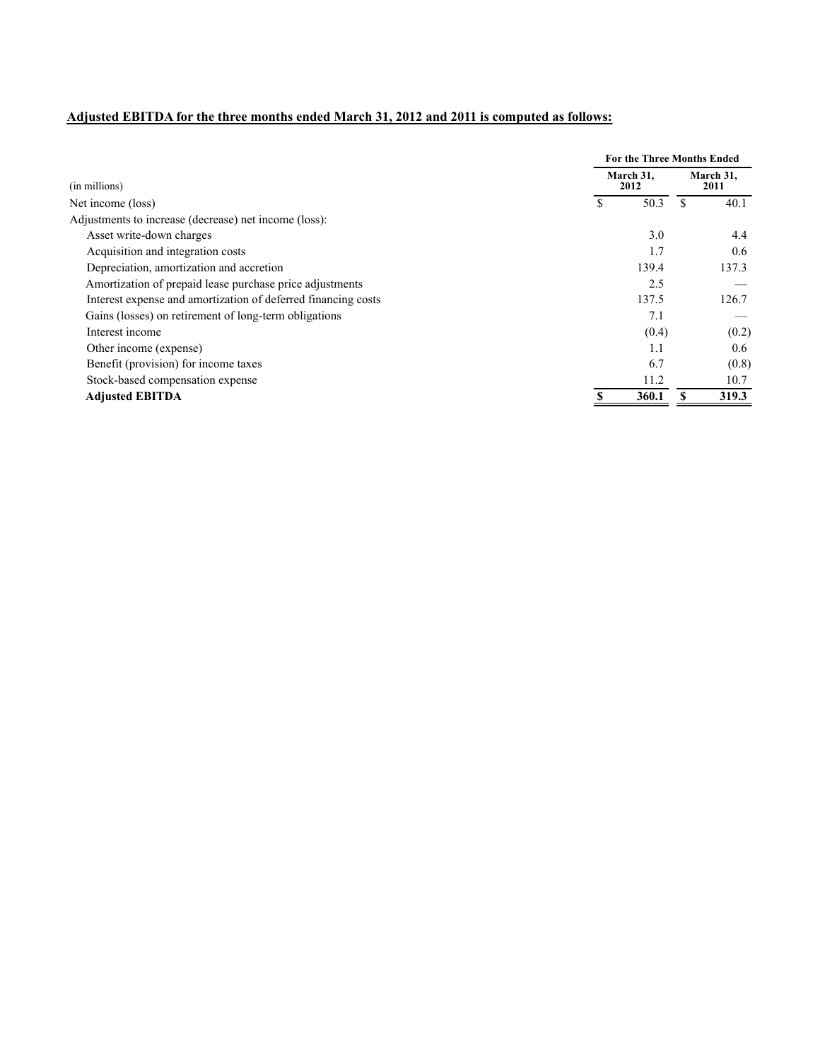**Adjusted EBITDA for the three months ended March 31, 2012 and 2011 is computed as follows:**

| | For the Three Months Ended | |
|---|---|---|
| (in millions) | March 31, 2012 | March 31, 2011 |
| Net income (loss) | $ 50.3 | $ 40.1 |
| Adjustments to increase (decrease) net income (loss): | | |
| Asset write-down charges | 3.0 | 4.4 |
| Acquisition and integration costs | 1.7 | 0.6 |
| Depreciation, amortization and accretion | 139.4 | 137.3 |
| Amortization of prepaid lease purchase price adjustments | 2.5 | — |
| Interest expense and amortization of deferred financing costs | 137.5 | 126.7 |
| Gains (losses) on retirement of long-term obligations | 7.1 | — |
| Interest income | (0.4) | (0.2) |
| Other income (expense) | 1.1 | 0.6 |
| Benefit (provision) for income taxes | 6.7 | (0.8) |
| Stock-based compensation expense | 11.2 | 10.7 |
| **Adjusted EBITDA** | **$ 360.1** | **$ 319.3** |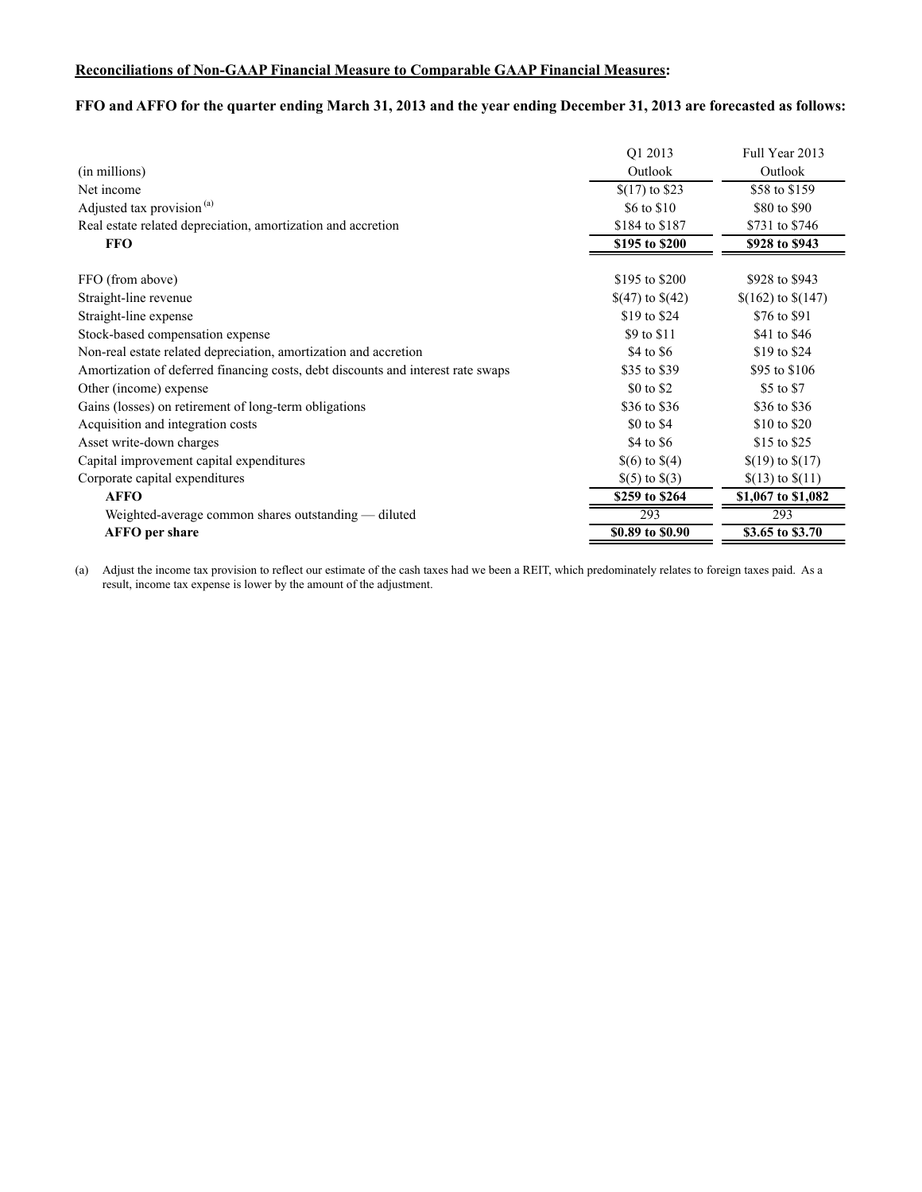**Reconciliations of Non-GAAP Financial Measure to Comparable GAAP Financial Measures:**

**FFO and AFFO for the quarter ending March 31, 2013 and the year ending December 31, 2013 are forecasted as follows:**

| (in millions) | Q1 2013 Outlook | Full Year 2013 Outlook |
|---|---|---|
| Net income | $(17) to $23 | $58 to $159 |
| Adjusted tax provision [a] | $6 to $10 | $80 to $90 |
| Real estate related depreciation, amortization and accretion | $184 to $187 | $731 to $746 |
| **FFO** | **$195 to $200** | **$928 to $943** |
| | | |
| FFO (from above) | $195 to $200 | $928 to $943 |
| Straight-line revenue | $(47) to $(42) | $(162) to $(147) |
| Straight-line expense | $19 to $24 | $76 to $91 |
| Stock-based compensation expense | $9 to $11 | $41 to $46 |
| Non-real estate related depreciation, amortization and accretion | $4 to $6 | $19 to $24 |
| Amortization of deferred financing costs, debt discounts and interest rate swaps | $35 to $39 | $95 to $106 |
| Other (income) expense | $0 to $2 | $5 to $7 |
| Gains (losses) on retirement of long-term obligations | $36 to $36 | $36 to $36 |
| Acquisition and integration costs | $0 to $4 | $10 to $20 |
| Asset write-down charges | $4 to $6 | $15 to $25 |
| Capital improvement capital expenditures | $(6) to $(4) | $(19) to $(17) |
| Corporate capital expenditures | $(5) to $(3) | $(13) to $(11) |
| **AFFO** | **$259 to $264** | **$1,067 to $1,082** |
| Weighted-average common shares outstanding — diluted | 293 | 293 |
| **AFFO per share** | **$0.89 to $0.90** | **$3.65 to $3.70** |

(a) Adjust the income tax provision to reflect our estimate of the cash taxes had we been a REIT, which predominately relates to foreign taxes paid. As a result, income tax expense is lower by the amount of the adjustment.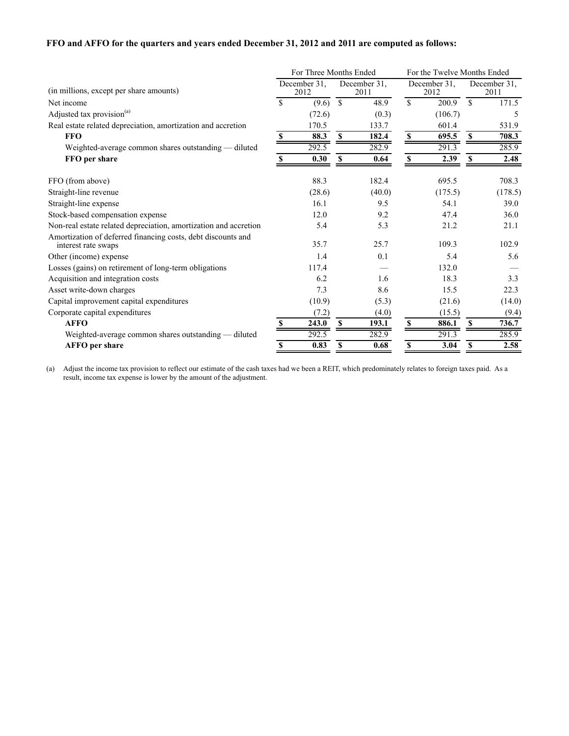**FFO and AFFO for the quarters and years ended December 31, 2012 and 2011 are computed as follows:**

| (in millions, except per share amounts) | For Three Months Ended December 31, 2012 | For Three Months Ended December 31, 2011 | For the Twelve Months Ended December 31, 2012 | For the Twelve Months Ended December 31, 2011 |
|---|---|---|---|---|
| Net income | $ (9.6) | $ 48.9 | $ 200.9 | $ 171.5 |
| Adjusted tax provision[(a)] | (72.6) | (0.3) | (106.7) | 5 |
| Real estate related depreciation, amortization and accretion | 170.5 | 133.7 | 601.4 | 531.9 |
| **FFO** | **$ 88.3** | **$ 182.4** | **$ 695.5** | **$ 708.3** |
| Weighted-average common shares outstanding — diluted | 292.5 | 282.9 | 291.3 | 285.9 |
| **FFO per share** | **$ 0.30** | **$ 0.64** | **$ 2.39** | **$ 2.48** |
| | | | | |
| FFO (from above) | 88.3 | 182.4 | 695.5 | 708.3 |
| Straight-line revenue | (28.6) | (40.0) | (175.5) | (178.5) |
| Straight-line expense | 16.1 | 9.5 | 54.1 | 39.0 |
| Stock-based compensation expense | 12.0 | 9.2 | 47.4 | 36.0 |
| Non-real estate related depreciation, amortization and accretion | 5.4 | 5.3 | 21.2 | 21.1 |
| Amortization of deferred financing costs, debt discounts and interest rate swaps | 35.7 | 25.7 | 109.3 | 102.9 |
| Other (income) expense | 1.4 | 0.1 | 5.4 | 5.6 |
| Losses (gains) on retirement of long-term obligations | 117.4 | — | 132.0 | — |
| Acquisition and integration costs | 6.2 | 1.6 | 18.3 | 3.3 |
| Asset write-down charges | 7.3 | 8.6 | 15.5 | 22.3 |
| Capital improvement capital expenditures | (10.9) | (5.3) | (21.6) | (14.0) |
| Corporate capital expenditures | (7.2) | (4.0) | (15.5) | (9.4) |
| **AFFO** | **$ 243.0** | **$ 193.1** | **$ 886.1** | **$ 736.7** |
| Weighted-average common shares outstanding — diluted | 292.5 | 282.9 | 291.3 | 285.9 |
| **AFFO per share** | **$ 0.83** | **$ 0.68** | **$ 3.04** | **$ 2.58** |

(a) Adjust the income tax provision to reflect our estimate of the cash taxes had we been a REIT, which predominately relates to foreign taxes paid. As a result, income tax expense is lower by the amount of the adjustment.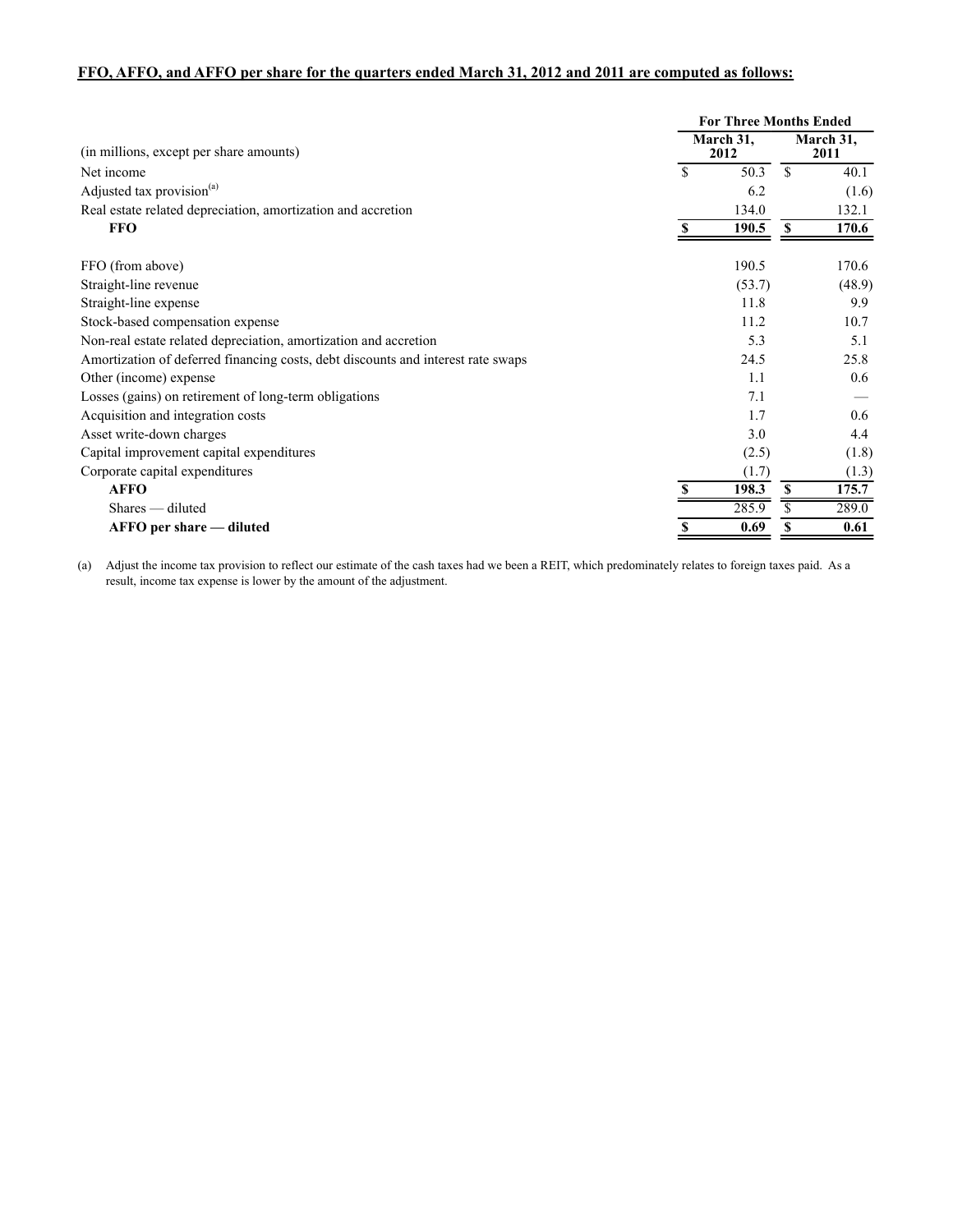**FFO, AFFO, and AFFO per share for the quarters ended March 31, 2012 and 2011 are computed as follows:**

| (in millions, except per share amounts) | For Three Months Ended March 31, 2012 | March 31, 2011 |
|---|---|---|
| Net income | $ 50.3 | $ 40.1 |
| Adjusted tax provision[(a)] | 6.2 | (1.6) |
| Real estate related depreciation, amortization and accretion | 134.0 | 132.1 |
| **FFO** | **$ 190.5** | **$ 170.6** |
| | | |
| FFO (from above) | 190.5 | 170.6 |
| Straight-line revenue | (53.7) | (48.9) |
| Straight-line expense | 11.8 | 9.9 |
| Stock-based compensation expense | 11.2 | 10.7 |
| Non-real estate related depreciation, amortization and accretion | 5.3 | 5.1 |
| Amortization of deferred financing costs, debt discounts and interest rate swaps | 24.5 | 25.8 |
| Other (income) expense | 1.1 | 0.6 |
| Losses (gains) on retirement of long-term obligations | 7.1 | — |
| Acquisition and integration costs | 1.7 | 0.6 |
| Asset write-down charges | 3.0 | 4.4 |
| Capital improvement capital expenditures | (2.5) | (1.8) |
| Corporate capital expenditures | (1.7) | (1.3) |
| **AFFO** | **$ 198.3** | **$ 175.7** |
| Shares — diluted | 285.9 | 289.0 |
| **AFFO per share — diluted** | **$ 0.69** | **$ 0.61** |

(a) Adjust the income tax provision to reflect our estimate of the cash taxes had we been a REIT, which predominately relates to foreign taxes paid. As a result, income tax expense is lower by the amount of the adjustment.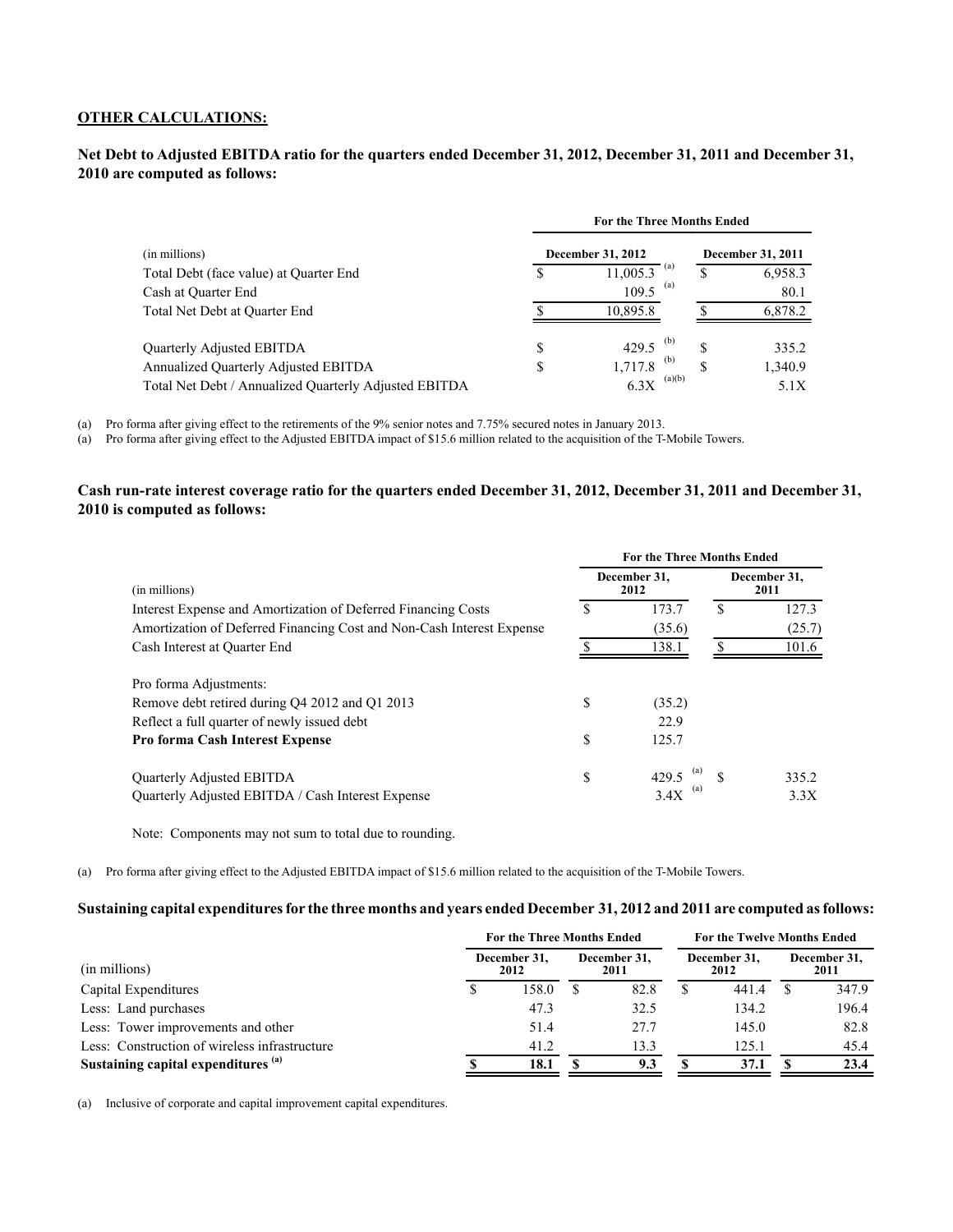**OTHER CALCULATIONS:**

**Net Debt to Adjusted EBITDA ratio for the quarters ended December 31, 2012, December 31, 2011 and December 31, 2010 are computed as follows:**

| (in millions) | For the Three Months Ended December 31, 2012 | For the Three Months Ended December 31, 2011 |
|---|---|---|
| Total Debt (face value) at Quarter End | $ 11,005.3 (a) | $ 6,958.3 |
| Cash at Quarter End | 109.5 (a) | 80.1 |
| Total Net Debt at Quarter End | $ 10,895.8 | $ 6,878.2 |
| Quarterly Adjusted EBITDA | $ 429.5 (b) | $ 335.2 |
| Annualized Quarterly Adjusted EBITDA | $ 1,717.8 (b) | $ 1,340.9 |
| Total Net Debt / Annualized Quarterly Adjusted EBITDA | 6.3X (a)(b) | 5.1X |

(a) Pro forma after giving effect to the retirements of the 9% senior notes and 7.75% secured notes in January 2013.

(a) Pro forma after giving effect to the Adjusted EBITDA impact of $15.6 million related to the acquisition of the T-Mobile Towers.

**Cash run-rate interest coverage ratio for the quarters ended December 31, 2012, December 31, 2011 and December 31, 2010 is computed as follows:**

| (in millions) | For the Three Months Ended December 31, 2012 | For the Three Months Ended December 31, 2011 |
|---|---|---|
| Interest Expense and Amortization of Deferred Financing Costs | $ 173.7 | $ 127.3 |
| Amortization of Deferred Financing Cost and Non-Cash Interest Expense | (35.6) | (25.7) |
| Cash Interest at Quarter End | $ 138.1 | $ 101.6 |
| Pro forma Adjustments: | | |
| Remove debt retired during Q4 2012 and Q1 2013 | $ (35.2) | |
| Reflect a full quarter of newly issued debt | 22.9 | |
| **Pro forma Cash Interest Expense** | $ 125.7 | |
| Quarterly Adjusted EBITDA | $ 429.5 (a) | $ 335.2 |
| Quarterly Adjusted EBITDA / Cash Interest Expense | 3.4X (a) | 3.3X |

Note: Components may not sum to total due to rounding.

(a) Pro forma after giving effect to the Adjusted EBITDA impact of $15.6 million related to the acquisition of the T-Mobile Towers.

**Sustaining capital expenditures for the three months and years ended December 31, 2012 and 2011 are computed as follows:**

| (in millions) | For the Three Months Ended December 31, 2012 | For the Three Months Ended December 31, 2011 | For the Twelve Months Ended December 31, 2012 | For the Twelve Months Ended December 31, 2011 |
|---|---|---|---|---|
| Capital Expenditures | $ 158.0 | $ 82.8 | $ 441.4 | $ 347.9 |
| Less: Land purchases | 47.3 | 32.5 | 134.2 | 196.4 |
| Less: Tower improvements and other | 51.4 | 27.7 | 145.0 | 82.8 |
| Less: Construction of wireless infrastructure | 41.2 | 13.3 | 125.1 | 45.4 |
| **Sustaining capital expenditures (a)** | **$ 18.1** | **$ 9.3** | **$ 37.1** | **$ 23.4** |

(a) Inclusive of corporate and capital improvement capital expenditures.